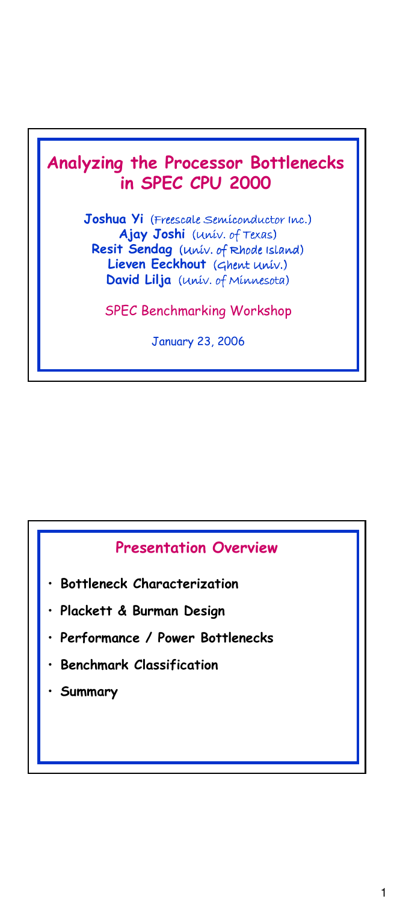# Analyzing the Processor Bottlenecks in SPEC CPU 2000

**Joshua Yi** (Freescale Semiconductor Inc.)
**Ajay Joshi** (Univ. of Texas)
**Resit Sendag** (Univ. of Rhode Island)
**Lieven Eeckhout** (Ghent Univ.)
**David Lilja** (Univ. of Minnesota)

SPEC Benchmarking Workshop

January 23, 2006

## Presentation Overview

- **Bottleneck Characterization**
- **Plackett & Burman Design**
- **Performance / Power Bottlenecks**
- **Benchmark Classification**
- **Summary**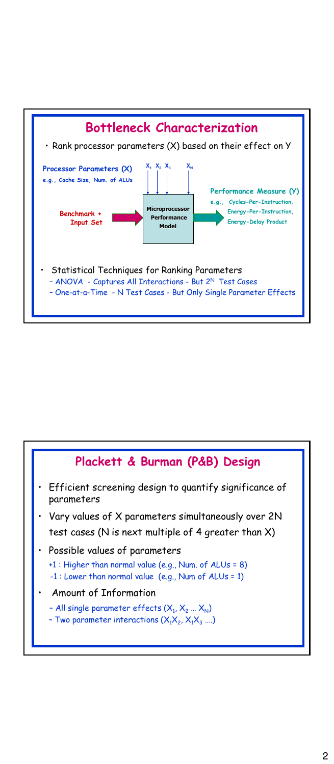## Bottleneck Characterization

- Rank processor parameters (X) based on their effect on Y

Processor Parameters (X)
e.g., Cache Size, Num. of ALUs

$X_1$ $X_2$ $X_3$ $X_N$

Benchmark + Input Set

Microprocessor Performance Model

Performance Measure (Y)
e.g., Cycles-Per-Instruction, Energy-Per-Instruction, Energy-Delay Product

- Statistical Techniques for Ranking Parameters
  - ANOVA - Captures All Interactions - But $2^N$ Test Cases
  - One-at-a-Time - N Test Cases - But Only Single Parameter Effects

## Plackett & Burman (P&B) Design

- Efficient screening design to quantify significance of parameters
- Vary values of X parameters simultaneously over 2N test cases (N is next multiple of 4 greater than X)
- Possible values of parameters
  - +1 : Higher than normal value (e.g., Num. of ALUs = 8)
  - -1 : Lower than normal value (e.g., Num of ALUs = 1)
- Amount of Information
  - All single parameter effects ($X_1$, $X_2$ … $X_N$)
  - Two parameter interactions ($X_1X_2$, $X_1X_3$ ….)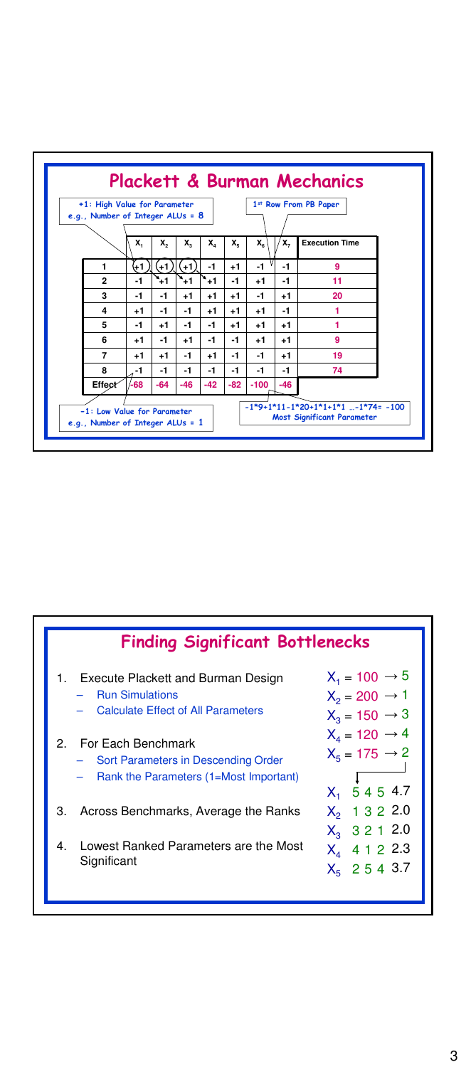## Plackett & Burman Mechanics

+1: High Value for Parameter
e.g., Number of Integer ALUs = 8

1st Row From PB Paper

| | $X_1$ | $X_2$ | $X_3$ | $X_4$ | $X_5$ | $X_6$ | $X_7$ | Execution Time |
|---|---|---|---|---|---|---|---|---|
| 1 | +1 | +1 | +1 | -1 | +1 | -1 | -1 | 9 |
| 2 | -1 | +1 | +1 | +1 | -1 | +1 | -1 | 11 |
| 3 | -1 | -1 | +1 | +1 | +1 | -1 | +1 | 20 |
| 4 | +1 | -1 | -1 | +1 | +1 | +1 | -1 | 1 |
| 5 | -1 | +1 | -1 | -1 | +1 | +1 | +1 | 1 |
| 6 | +1 | -1 | +1 | -1 | -1 | +1 | +1 | 9 |
| 7 | +1 | +1 | -1 | +1 | -1 | -1 | +1 | 19 |
| 8 | -1 | -1 | -1 | -1 | -1 | -1 | -1 | 74 |
| Effect | -68 | -64 | -46 | -42 | -82 | -100 | -46 | |

-1: Low Value for Parameter
e.g., Number of Integer ALUs = 1

-1*9+1*11-1*20+1*1+1*1 …-1*74= -100
Most Significant Parameter

## Finding Significant Bottlenecks

1. Execute Plackett and Burman Design
   - Run Simulations
   - Calculate Effect of All Parameters
2. For Each Benchmark
   - Sort Parameters in Descending Order
   - Rank the Parameters (1=Most Important)
3. Across Benchmarks, Average the Ranks
4. Lowest Ranked Parameters are the Most Significant

$X_1 = 100 \rightarrow 5$
$X_2 = 200 \rightarrow 1$
$X_3 = 150 \rightarrow 3$
$X_4 = 120 \rightarrow 4$
$X_5 = 175 \rightarrow 2$

| | | | | |
|---|---|---|---|---|
| $X_1$ | 5 | 4 | 5 | 4.7 |
| $X_2$ | 1 | 3 | 2 | 2.0 |
| $X_3$ | 3 | 2 | 1 | 2.0 |
| $X_4$ | 4 | 1 | 2 | 2.3 |
| $X_5$ | 2 | 5 | 4 | 3.7 |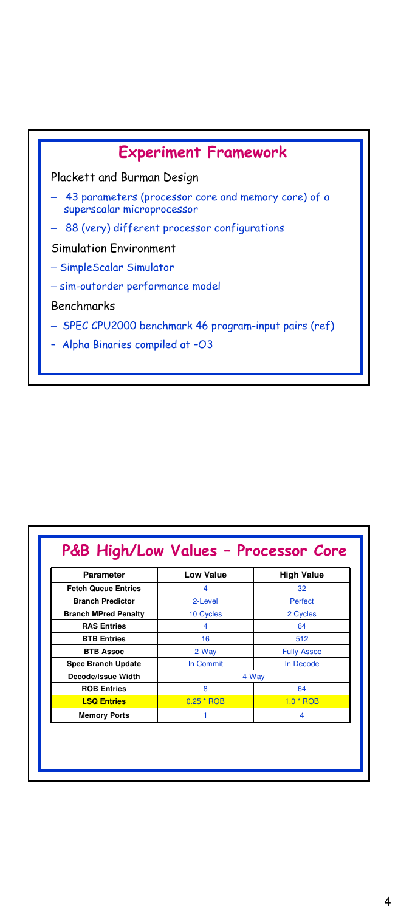## Experiment Framework

Plackett and Burman Design

- 43 parameters (processor core and memory core) of a superscalar microprocessor
- 88 (very) different processor configurations

Simulation Environment

- SimpleScalar Simulator
- sim-outorder performance model

Benchmarks

- SPEC CPU2000 benchmark 46 program-input pairs (ref)
- Alpha Binaries compiled at –O3

## P&B High/Low Values – Processor Core

| Parameter | Low Value | High Value |
|---|---|---|
| Fetch Queue Entries | 4 | 32 |
| Branch Predictor | 2-Level | Perfect |
| Branch MPred Penalty | 10 Cycles | 2 Cycles |
| RAS Entries | 4 | 64 |
| BTB Entries | 16 | 512 |
| BTB Assoc | 2-Way | Fully-Assoc |
| Spec Branch Update | In Commit | In Decode |
| Decode/Issue Width | 4-Way | |
| ROB Entries | 8 | 64 |
| **LSQ Entries** | 0.25 * ROB | 1.0 * ROB |
| Memory Ports | 1 | 4 |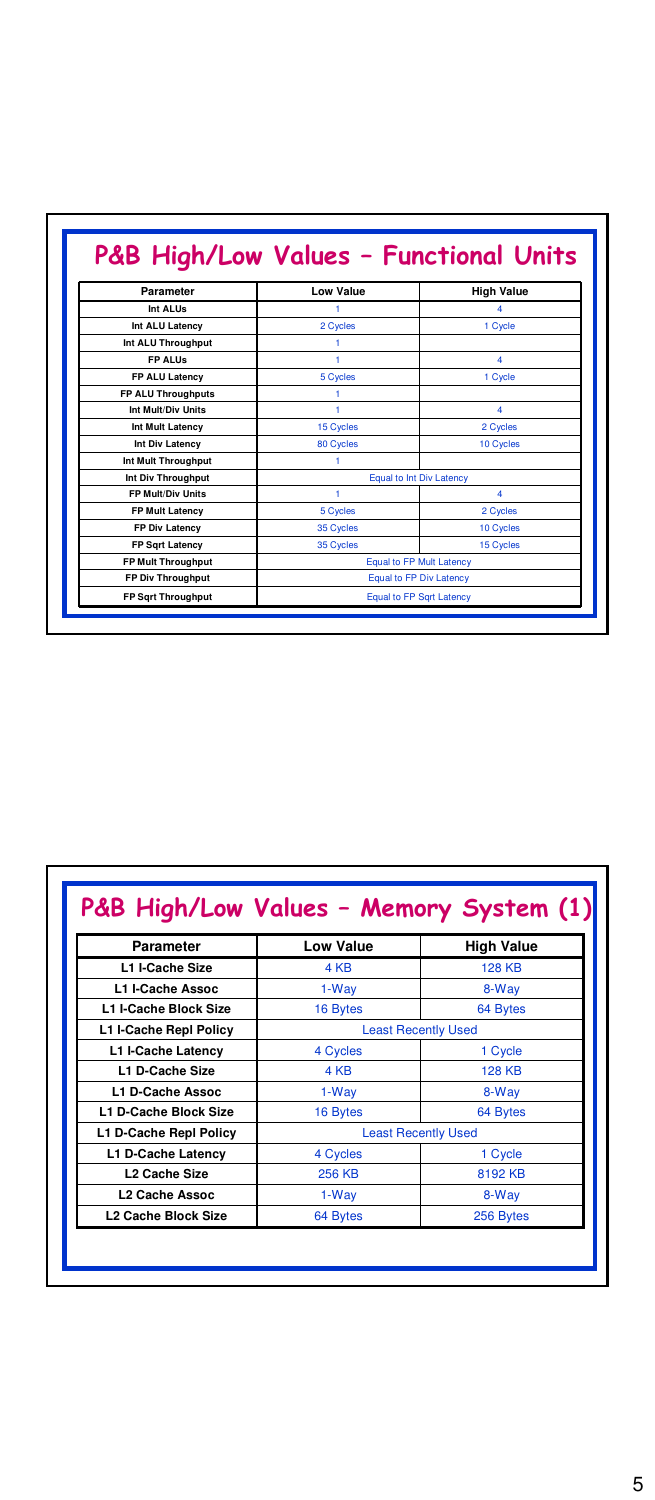# P&B High/Low Values – Functional Units

| Parameter | Low Value | High Value |
| --- | --- | --- |
| Int ALUs | 1 | 4 |
| Int ALU Latency | 2 Cycles | 1 Cycle |
| Int ALU Throughput | 1 | |
| FP ALUs | 1 | 4 |
| FP ALU Latency | 5 Cycles | 1 Cycle |
| FP ALU Throughputs | 1 | |
| Int Mult/Div Units | 1 | 4 |
| Int Mult Latency | 15 Cycles | 2 Cycles |
| Int Div Latency | 80 Cycles | 10 Cycles |
| Int Mult Throughput | 1 | |
| Int Div Throughput | Equal to Int Div Latency | |
| FP Mult/Div Units | 1 | 4 |
| FP Mult Latency | 5 Cycles | 2 Cycles |
| FP Div Latency | 35 Cycles | 10 Cycles |
| FP Sqrt Latency | 35 Cycles | 15 Cycles |
| FP Mult Throughput | Equal to FP Mult Latency | |
| FP Div Throughput | Equal to FP Div Latency | |
| FP Sqrt Throughput | Equal to FP Sqrt Latency | |

# P&B High/Low Values – Memory System (1)

| Parameter | Low Value | High Value |
| --- | --- | --- |
| L1 I-Cache Size | 4 KB | 128 KB |
| L1 I-Cache Assoc | 1-Way | 8-Way |
| L1 I-Cache Block Size | 16 Bytes | 64 Bytes |
| L1 I-Cache Repl Policy | Least Recently Used | |
| L1 I-Cache Latency | 4 Cycles | 1 Cycle |
| L1 D-Cache Size | 4 KB | 128 KB |
| L1 D-Cache Assoc | 1-Way | 8-Way |
| L1 D-Cache Block Size | 16 Bytes | 64 Bytes |
| L1 D-Cache Repl Policy | Least Recently Used | |
| L1 D-Cache Latency | 4 Cycles | 1 Cycle |
| L2 Cache Size | 256 KB | 8192 KB |
| L2 Cache Assoc | 1-Way | 8-Way |
| L2 Cache Block Size | 64 Bytes | 256 Bytes |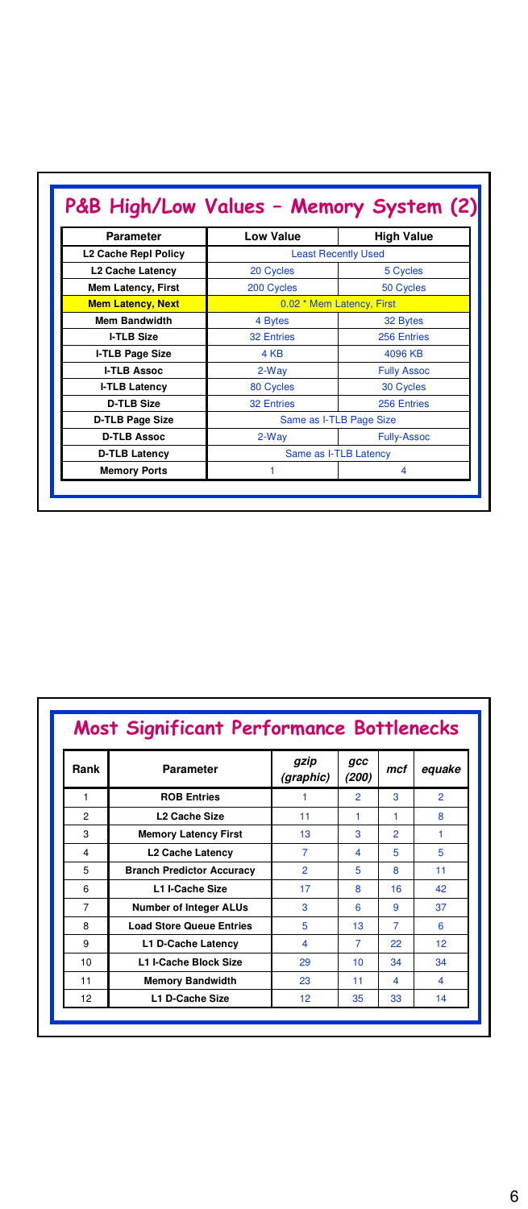## P&B High/Low Values – Memory System (2)

| Parameter | Low Value | High Value |
|---|---|---|
| L2 Cache Repl Policy | Least Recently Used | |
| L2 Cache Latency | 20 Cycles | 5 Cycles |
| Mem Latency, First | 200 Cycles | 50 Cycles |
| Mem Latency, Next | 0.02 * Mem Latency, First | |
| Mem Bandwidth | 4 Bytes | 32 Bytes |
| I-TLB Size | 32 Entries | 256 Entries |
| I-TLB Page Size | 4 KB | 4096 KB |
| I-TLB Assoc | 2-Way | Fully Assoc |
| I-TLB Latency | 80 Cycles | 30 Cycles |
| D-TLB Size | 32 Entries | 256 Entries |
| D-TLB Page Size | Same as I-TLB Page Size | |
| D-TLB Assoc | 2-Way | Fully-Assoc |
| D-TLB Latency | Same as I-TLB Latency | |
| Memory Ports | 1 | 4 |

## Most Significant Performance Bottlenecks

| Rank | Parameter | *gzip (graphic)* | *gcc (200)* | *mcf* | *equake* |
|---|---|---|---|---|---|
| 1 | ROB Entries | 1 | 2 | 3 | 2 |
| 2 | L2 Cache Size | 11 | 1 | 1 | 8 |
| 3 | Memory Latency First | 13 | 3 | 2 | 1 |
| 4 | L2 Cache Latency | 7 | 4 | 5 | 5 |
| 5 | Branch Predictor Accuracy | 2 | 5 | 8 | 11 |
| 6 | L1 I-Cache Size | 17 | 8 | 16 | 42 |
| 7 | Number of Integer ALUs | 3 | 6 | 9 | 37 |
| 8 | Load Store Queue Entries | 5 | 13 | 7 | 6 |
| 9 | L1 D-Cache Latency | 4 | 7 | 22 | 12 |
| 10 | L1 I-Cache Block Size | 29 | 10 | 34 | 34 |
| 11 | Memory Bandwidth | 23 | 11 | 4 | 4 |
| 12 | L1 D-Cache Size | 12 | 35 | 33 | 14 |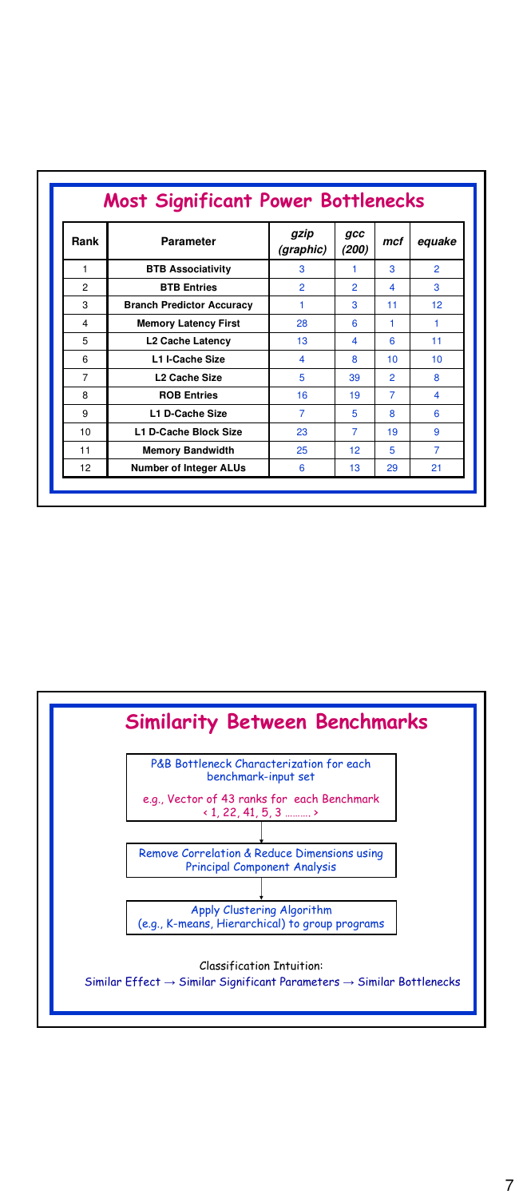## Most Significant Power Bottlenecks

| Rank | Parameter | *gzip (graphic)* | *gcc (200)* | *mcf* | *equake* |
|---|---|---|---|---|---|
| 1 | **BTB Associativity** | 3 | 1 | 3 | 2 |
| 2 | **BTB Entries** | 2 | 2 | 4 | 3 |
| 3 | **Branch Predictor Accuracy** | 1 | 3 | 11 | 12 |
| 4 | **Memory Latency First** | 28 | 6 | 1 | 1 |
| 5 | **L2 Cache Latency** | 13 | 4 | 6 | 11 |
| 6 | **L1 I-Cache Size** | 4 | 8 | 10 | 10 |
| 7 | **L2 Cache Size** | 5 | 39 | 2 | 8 |
| 8 | **ROB Entries** | 16 | 19 | 7 | 4 |
| 9 | **L1 D-Cache Size** | 7 | 5 | 8 | 6 |
| 10 | **L1 D-Cache Block Size** | 23 | 7 | 19 | 9 |
| 11 | **Memory Bandwidth** | 25 | 12 | 5 | 7 |
| 12 | **Number of Integer ALUs** | 6 | 13 | 29 | 21 |

## Similarity Between Benchmarks

P&B Bottleneck Characterization for each benchmark-input set

e.g., Vector of 43 ranks for each Benchmark
< 1, 22, 41, 5, 3 ……… >

↓

Remove Correlation & Reduce Dimensions using Principal Component Analysis

↓

Apply Clustering Algorithm
(e.g., K-means, Hierarchical) to group programs

Classification Intuition:
Similar Effect → Similar Significant Parameters → Similar Bottlenecks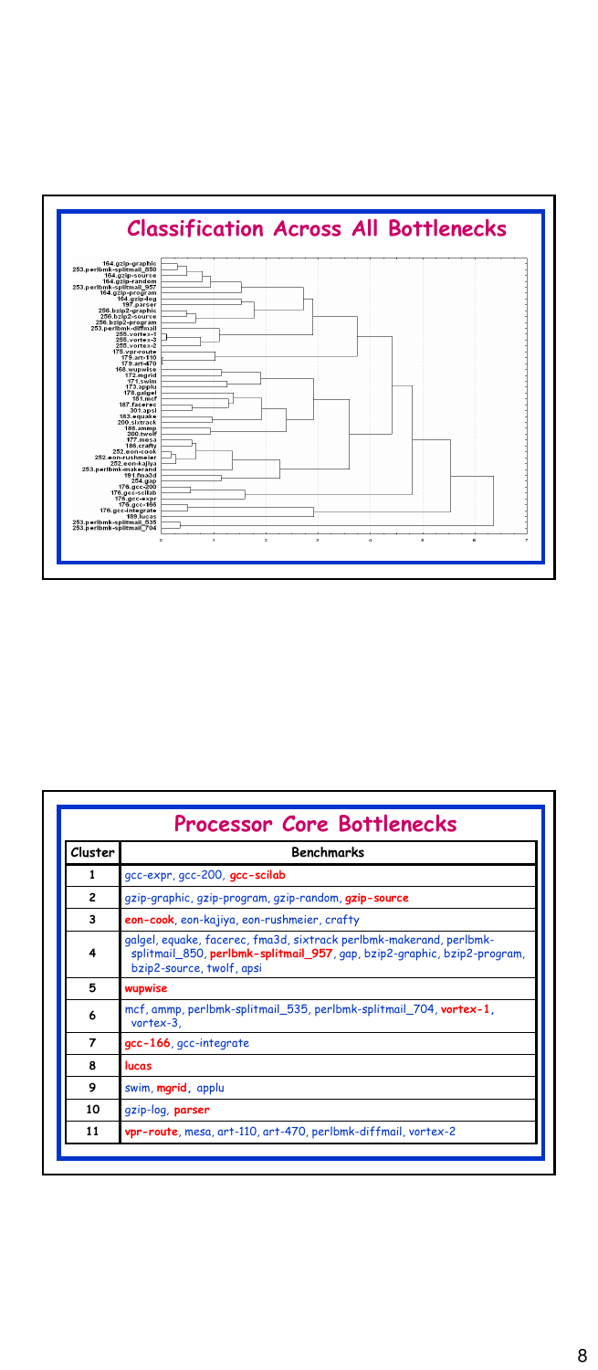## Classification Across All Bottlenecks

164.gzip-graphic
253.perlbmk-splitmail_850
164.gzip-source
164.gzip-random
253.perlbmk-splitmail_957
164.gzip-program
164.gzip-log
197.parser
256.bzip2-graphic
256.bzip2-source
256.bzip2-program
253.perlbmk-diffmail
255.vortex-1
255.vortex-3
255.vortex-2
175.vpr-route
179.art-110
179.art-470
168.wupwise
172.mgrid
171.swim
173.applu
178.galgel
181.mcf
187.facerec
301.apsi
183.equake
200.sixtrack
188.ammp
300.twolf
177.mesa
186.crafty
252.eon-cook
252.eon-rushmeier
252.eon-kajiya
253.perlbmk-makerand
191.fma3d
254.gap
176.gcc-200
176.gcc-scilab
176.gcc-expr
176.gcc-166
176.gcc-integrate
189.lucas
253.perlbmk-splitmail_535
253.perlbmk-splitmail_704

0 1 2 3 4 5 6 7

## Processor Core Bottlenecks

| Cluster | Benchmarks |
|---|---|
| 1 | gcc-expr, gcc-200, **gcc-scilab** |
| 2 | gzip-graphic, gzip-program, gzip-random, **gzip-source** |
| 3 | **eon-cook**, eon-kajiya, eon-rushmeier, crafty |
| 4 | galgel, equake, facerec, fma3d, sixtrack perlbmk-makerand, perlbmk-splitmail_850, **perlbmk-splitmail_957**, gap, bzip2-graphic, bzip2-program, bzip2-source, twolf, apsi |
| 5 | **wupwise** |
| 6 | mcf, ammp, perlbmk-splitmail_535, perlbmk-splitmail_704, **vortex-1**, vortex-3, |
| 7 | **gcc-166**, gcc-integrate |
| 8 | **lucas** |
| 9 | swim, **mgrid**, applu |
| 10 | gzip-log, **parser** |
| 11 | **vpr-route**, mesa, art-110, art-470, perlbmk-diffmail, vortex-2 |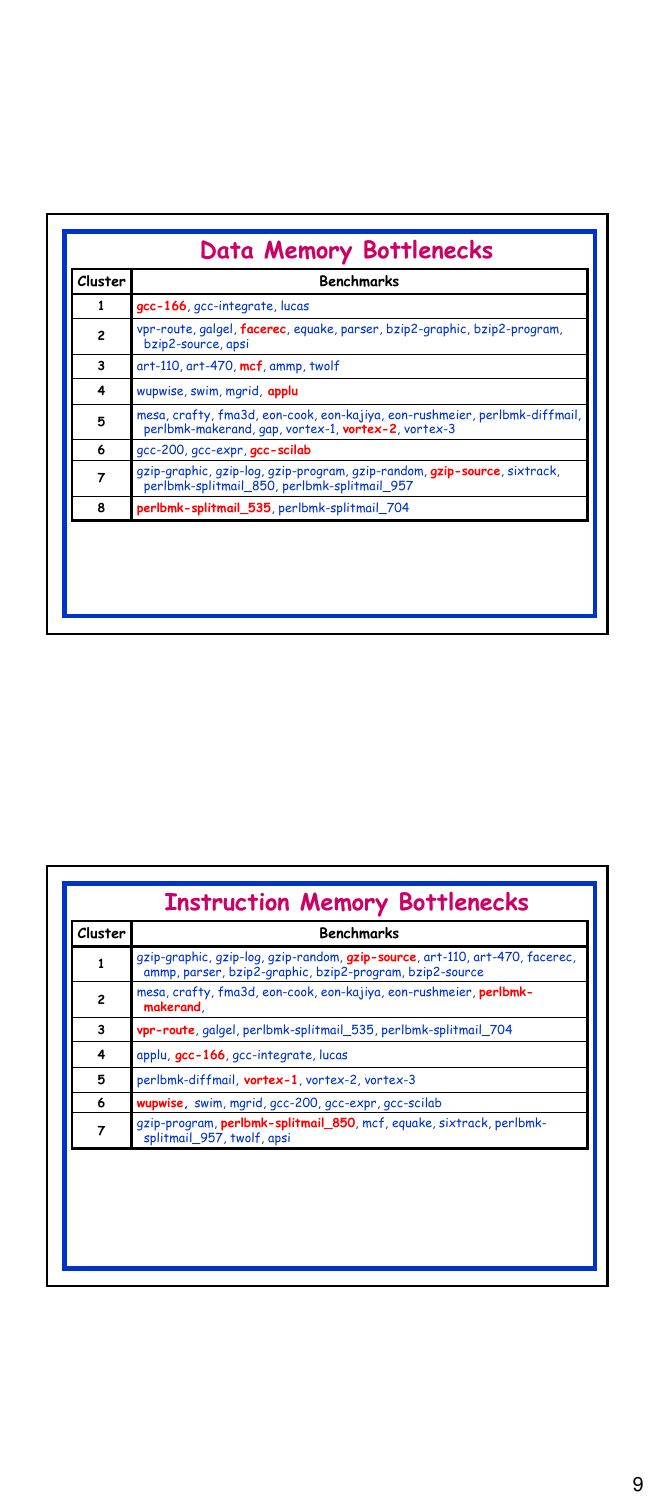## Data Memory Bottlenecks

| Cluster | Benchmarks |
|---|---|
| 1 | **gcc-166**, gcc-integrate, lucas |
| 2 | vpr-route, galgel, **facerec**, equake, parser, bzip2-graphic, bzip2-program, bzip2-source, apsi |
| 3 | art-110, art-470, **mcf**, ammp, twolf |
| 4 | wupwise, swim, mgrid, **applu** |
| 5 | mesa, crafty, fma3d, eon-cook, eon-kajiya, eon-rushmeier, perlbmk-diffmail, perlbmk-makerand, gap, vortex-1, **vortex-2**, vortex-3 |
| 6 | gcc-200, gcc-expr, **gcc-scilab** |
| 7 | gzip-graphic, gzip-log, gzip-program, gzip-random, **gzip-source**, sixtrack, perlbmk-splitmail_850, perlbmk-splitmail_957 |
| 8 | **perlbmk-splitmail_535**, perlbmk-splitmail_704 |

## Instruction Memory Bottlenecks

| Cluster | Benchmarks |
|---|---|
| 1 | gzip-graphic, gzip-log, gzip-random, **gzip-source**, art-110, art-470, facerec, ammp, parser, bzip2-graphic, bzip2-program, bzip2-source |
| 2 | mesa, crafty, fma3d, eon-cook, eon-kajiya, eon-rushmeier, **perlbmk-makerand**, |
| 3 | **vpr-route**, galgel, perlbmk-splitmail_535, perlbmk-splitmail_704 |
| 4 | applu, **gcc-166**, gcc-integrate, lucas |
| 5 | perlbmk-diffmail, **vortex-1**, vortex-2, vortex-3 |
| 6 | **wupwise**, swim, mgrid, gcc-200, gcc-expr, gcc-scilab |
| 7 | gzip-program, **perlbmk-splitmail_850**, mcf, equake, sixtrack, perlbmk-splitmail_957, twolf, apsi |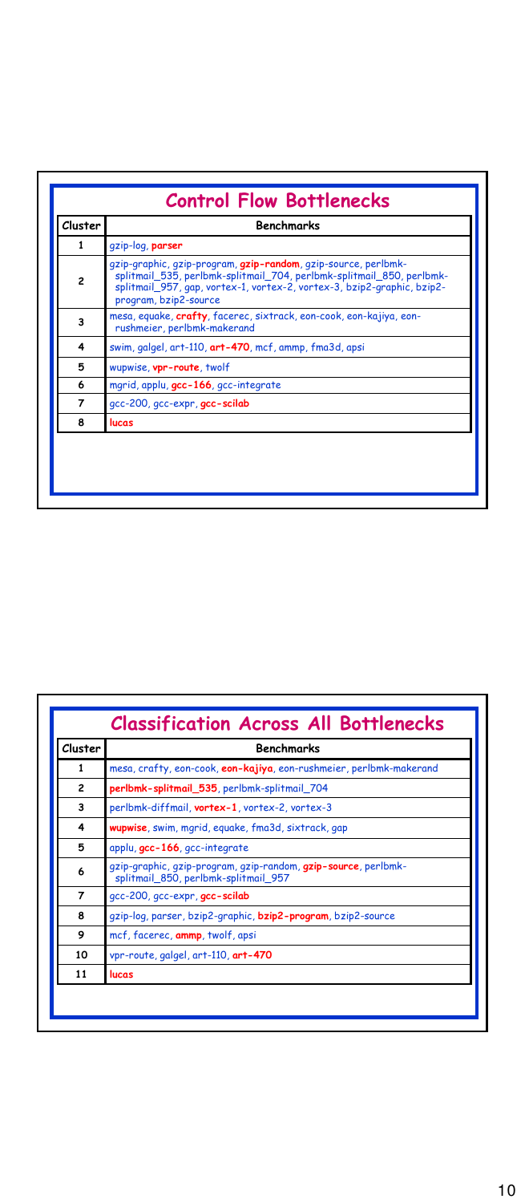## Control Flow Bottlenecks

| Cluster | Benchmarks |
|---|---|
| 1 | gzip-log, **parser** |
| 2 | gzip-graphic, gzip-program, **gzip-random**, gzip-source, perlbmk-splitmail_535, perlbmk-splitmail_704, perlbmk-splitmail_850, perlbmk-splitmail_957, gap, vortex-1, vortex-2, vortex-3, bzip2-graphic, bzip2-program, bzip2-source |
| 3 | mesa, equake, **crafty**, facerec, sixtrack, eon-cook, eon-kajiya, eon-rushmeier, perlbmk-makerand |
| 4 | swim, galgel, art-110, **art-470**, mcf, ammp, fma3d, apsi |
| 5 | wupwise, **vpr-route**, twolf |
| 6 | mgrid, applu, **gcc-166**, gcc-integrate |
| 7 | gcc-200, gcc-expr, **gcc-scilab** |
| 8 | **lucas** |

## Classification Across All Bottlenecks

| Cluster | Benchmarks |
|---|---|
| 1 | mesa, crafty, eon-cook, **eon-kajiya**, eon-rushmeier, perlbmk-makerand |
| 2 | **perlbmk-splitmail_535**, perlbmk-splitmail_704 |
| 3 | perlbmk-diffmail, **vortex-1**, vortex-2, vortex-3 |
| 4 | **wupwise**, swim, mgrid, equake, fma3d, sixtrack, gap |
| 5 | applu, **gcc-166**, gcc-integrate |
| 6 | gzip-graphic, gzip-program, gzip-random, **gzip-source**, perlbmk-splitmail_850, perlbmk-splitmail_957 |
| 7 | gcc-200, gcc-expr, **gcc-scilab** |
| 8 | gzip-log, parser, bzip2-graphic, **bzip2-program**, bzip2-source |
| 9 | mcf, facerec, **ammp**, twolf, apsi |
| 10 | vpr-route, galgel, art-110, **art-470** |
| 11 | **lucas** |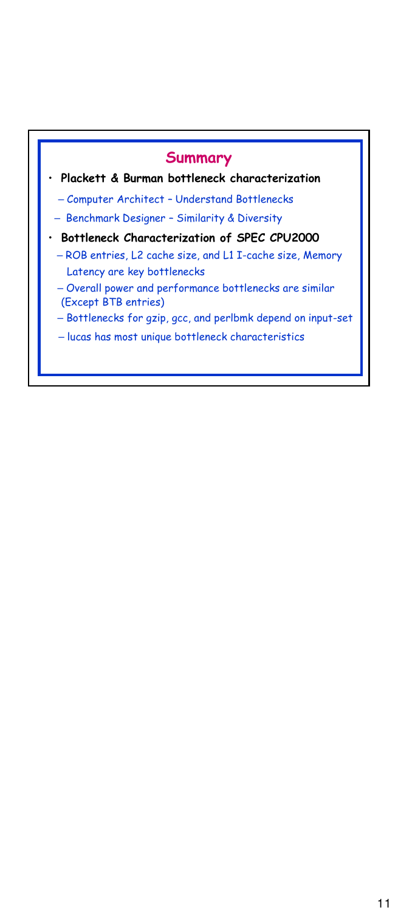## Summary

- **Plackett & Burman bottleneck characterization**
  - Computer Architect – Understand Bottlenecks
  - Benchmark Designer – Similarity & Diversity
- **Bottleneck Characterization of SPEC CPU2000**
  - ROB entries, L2 cache size, and L1 I-cache size, Memory Latency are key bottlenecks
  - Overall power and performance bottlenecks are similar (Except BTB entries)
  - Bottlenecks for gzip, gcc, and perlbmk depend on input-set
  - lucas has most unique bottleneck characteristics